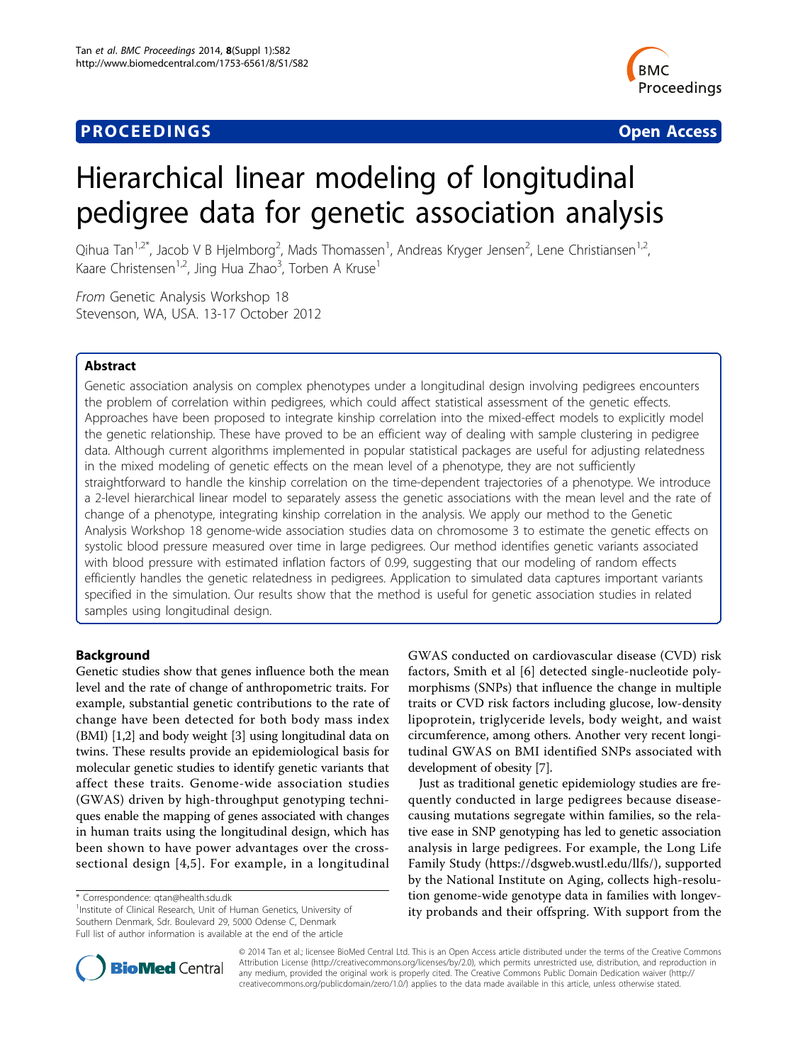**PROCEEDINGS** **Open Access**

# Hierarchical linear modeling of longitudinal pedigree data for genetic association analysis

Qihua Tan[1,2*], Jacob V B Hjelmborg[2], Mads Thomassen[1], Andreas Kryger Jensen[2], Lene Christiansen[1,2], Kaare Christensen[1,2], Jing Hua Zhao[3], Torben A Kruse[1]

*From* Genetic Analysis Workshop 18
Stevenson, WA, USA. 13-17 October 2012

## Abstract

Genetic association analysis on complex phenotypes under a longitudinal design involving pedigrees encounters the problem of correlation within pedigrees, which could affect statistical assessment of the genetic effects. Approaches have been proposed to integrate kinship correlation into the mixed-effect models to explicitly model the genetic relationship. These have proved to be an efficient way of dealing with sample clustering in pedigree data. Although current algorithms implemented in popular statistical packages are useful for adjusting relatedness in the mixed modeling of genetic effects on the mean level of a phenotype, they are not sufficiently straightforward to handle the kinship correlation on the time-dependent trajectories of a phenotype. We introduce a 2-level hierarchical linear model to separately assess the genetic associations with the mean level and the rate of change of a phenotype, integrating kinship correlation in the analysis. We apply our method to the Genetic Analysis Workshop 18 genome-wide association studies data on chromosome 3 to estimate the genetic effects on systolic blood pressure measured over time in large pedigrees. Our method identifies genetic variants associated with blood pressure with estimated inflation factors of 0.99, suggesting that our modeling of random effects efficiently handles the genetic relatedness in pedigrees. Application to simulated data captures important variants specified in the simulation. Our results show that the method is useful for genetic association studies in related samples using longitudinal design.

## Background

Genetic studies show that genes influence both the mean level and the rate of change of anthropometric traits. For example, substantial genetic contributions to the rate of change have been detected for both body mass index (BMI) [1,2] and body weight [3] using longitudinal data on twins. These results provide an epidemiological basis for molecular genetic studies to identify genetic variants that affect these traits. Genome-wide association studies (GWAS) driven by high-throughput genotyping techniques enable the mapping of genes associated with changes in human traits using the longitudinal design, which has been shown to have power advantages over the cross-sectional design [4,5]. For example, in a longitudinal GWAS conducted on cardiovascular disease (CVD) risk factors, Smith et al [6] detected single-nucleotide polymorphisms (SNPs) that influence the change in multiple traits or CVD risk factors including glucose, low-density lipoprotein, triglyceride levels, body weight, and waist circumference, among others. Another very recent longitudinal GWAS on BMI identified SNPs associated with development of obesity [7].

Just as traditional genetic epidemiology studies are frequently conducted in large pedigrees because disease-causing mutations segregate within families, so the relative ease in SNP genotyping has led to genetic association analysis in large pedigrees. For example, the Long Life Family Study (https://dsgweb.wustl.edu/llfs/), supported by the National Institute on Aging, collects high-resolution genome-wide genotype data in families with longevity probands and their offspring. With support from the

\* Correspondence: qtan@health.sdu.dk
[1]Institute of Clinical Research, Unit of Human Genetics, University of Southern Denmark, Sdr. Boulevard 29, 5000 Odense C, Denmark
Full list of author information is available at the end of the article

© 2014 Tan et al.; licensee BioMed Central Ltd. This is an Open Access article distributed under the terms of the Creative Commons Attribution License (http://creativecommons.org/licenses/by/2.0), which permits unrestricted use, distribution, and reproduction in any medium, provided the original work is properly cited. The Creative Commons Public Domain Dedication waiver (http://creativecommons.org/publicdomain/zero/1.0/) applies to the data made available in this article, unless otherwise stated.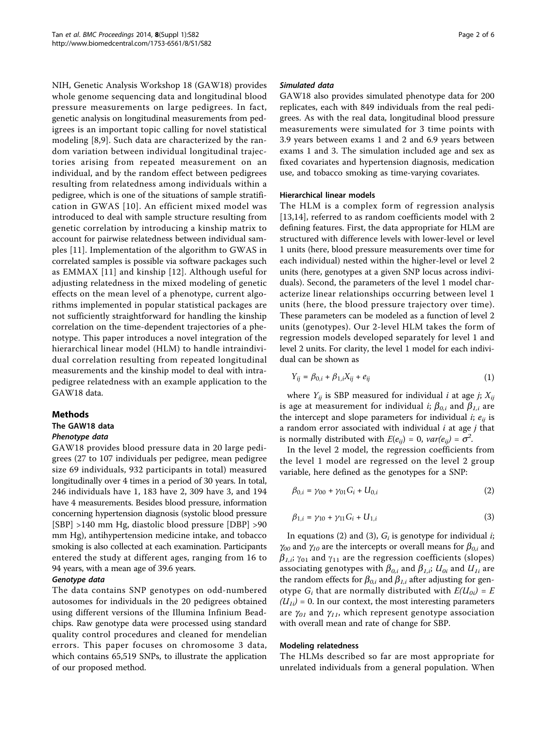NIH, Genetic Analysis Workshop 18 (GAW18) provides whole genome sequencing data and longitudinal blood pressure measurements on large pedigrees. In fact, genetic analysis on longitudinal measurements from pedigrees is an important topic calling for novel statistical modeling [8,9]. Such data are characterized by the random variation between individual longitudinal trajectories arising from repeated measurement on an individual, and by the random effect between pedigrees resulting from relatedness among individuals within a pedigree, which is one of the situations of sample stratification in GWAS [10]. An efficient mixed model was introduced to deal with sample structure resulting from genetic correlation by introducing a kinship matrix to account for pairwise relatedness between individual samples [11]. Implementation of the algorithm to GWAS in correlated samples is possible via software packages such as EMMAX [11] and kinship [12]. Although useful for adjusting relatedness in the mixed modeling of genetic effects on the mean level of a phenotype, current algorithms implemented in popular statistical packages are not sufficiently straightforward for handling the kinship correlation on the time-dependent trajectories of a phenotype. This paper introduces a novel integration of the hierarchical linear model (HLM) to handle intraindividual correlation resulting from repeated longitudinal measurements and the kinship model to deal with intrapedigree relatedness with an example application to the GAW18 data.

## Methods

### The GAW18 data

#### *Phenotype data*

GAW18 provides blood pressure data in 20 large pedigrees (27 to 107 individuals per pedigree, mean pedigree size 69 individuals, 932 participants in total) measured longitudinally over 4 times in a period of 30 years. In total, 246 individuals have 1, 183 have 2, 309 have 3, and 194 have 4 measurements. Besides blood pressure, information concerning hypertension diagnosis (systolic blood pressure [SBP] >140 mm Hg, diastolic blood pressure [DBP] >90 mm Hg), antihypertension medicine intake, and tobacco smoking is also collected at each examination. Participants entered the study at different ages, ranging from 16 to 94 years, with a mean age of 39.6 years.

#### *Genotype data*

The data contains SNP genotypes on odd-numbered autosomes for individuals in the 20 pedigrees obtained using different versions of the Illumina Infinium Beadchips. Raw genotype data were processed using standard quality control procedures and cleaned for mendelian errors. This paper focuses on chromosome 3 data, which contains 65,519 SNPs, to illustrate the application of our proposed method.

#### *Simulated data*

GAW18 also provides simulated phenotype data for 200 replicates, each with 849 individuals from the real pedigrees. As with the real data, longitudinal blood pressure measurements were simulated for 3 time points with 3.9 years between exams 1 and 2 and 6.9 years between exams 1 and 3. The simulation included age and sex as fixed covariates and hypertension diagnosis, medication use, and tobacco smoking as time-varying covariates.

### Hierarchical linear models

The HLM is a complex form of regression analysis [13,14], referred to as random coefficients model with 2 defining features. First, the data appropriate for HLM are structured with difference levels with lower-level or level 1 units (here, blood pressure measurements over time for each individual) nested within the higher-level or level 2 units (here, genotypes at a given SNP locus across individuals). Second, the parameters of the level 1 model characterize linear relationships occurring between level 1 units (here, the blood pressure trajectory over time). These parameters can be modeled as a function of level 2 units (genotypes). Our 2-level HLM takes the form of regression models developed separately for level 1 and level 2 units. For clarity, the level 1 model for each individual can be shown as

$$Y_{ij} = \beta_{0,i} + \beta_{1,i} X_{ij} + e_{ij} \tag{1}$$

where $Y_{ij}$ is SBP measured for individual $i$ at age $j$; $X_{ij}$ is age at measurement for individual $i$; $\beta_{0,i}$ and $\beta_{1,i}$ are the intercept and slope parameters for individual $i$; $e_{ij}$ is a random error associated with individual $i$ at age $j$ that is normally distributed with $E(e_{ij}) = 0$, $var(e_{ij}) = \sigma^2$.

In the level 2 model, the regression coefficients from the level 1 model are regressed on the level 2 group variable, here defined as the genotypes for a SNP:

$$\beta_{0,i} = \gamma_{00} + \gamma_{01} G_i + U_{0,i} \tag{2}$$

$$\beta_{1,i} = \gamma_{10} + \gamma_{11} G_i + U_{1,i} \tag{3}$$

In equations (2) and (3), $G_i$ is genotype for individual $i$; $\gamma_{00}$ and $\gamma_{10}$ are the intercepts or overall means for $\beta_{0,i}$ and $\beta_{1,i}$; $\gamma_{01}$ and $\gamma_{11}$ are the regression coefficients (slopes) associating genotypes with $\beta_{0,i}$ and $\beta_{1,i}$; $U_{0i}$ and $U_{1i}$ are the random effects for $\beta_{0,i}$ and $\beta_{1,i}$ after adjusting for genotype $G_i$ that are normally distributed with $E(U_{0i}) = E(U_{1i}) = 0$. In our context, the most interesting parameters are $\gamma_{01}$ and $\gamma_{11}$, which represent genotype association with overall mean and rate of change for SBP.

### Modeling relatedness

The HLMs described so far are most appropriate for unrelated individuals from a general population. When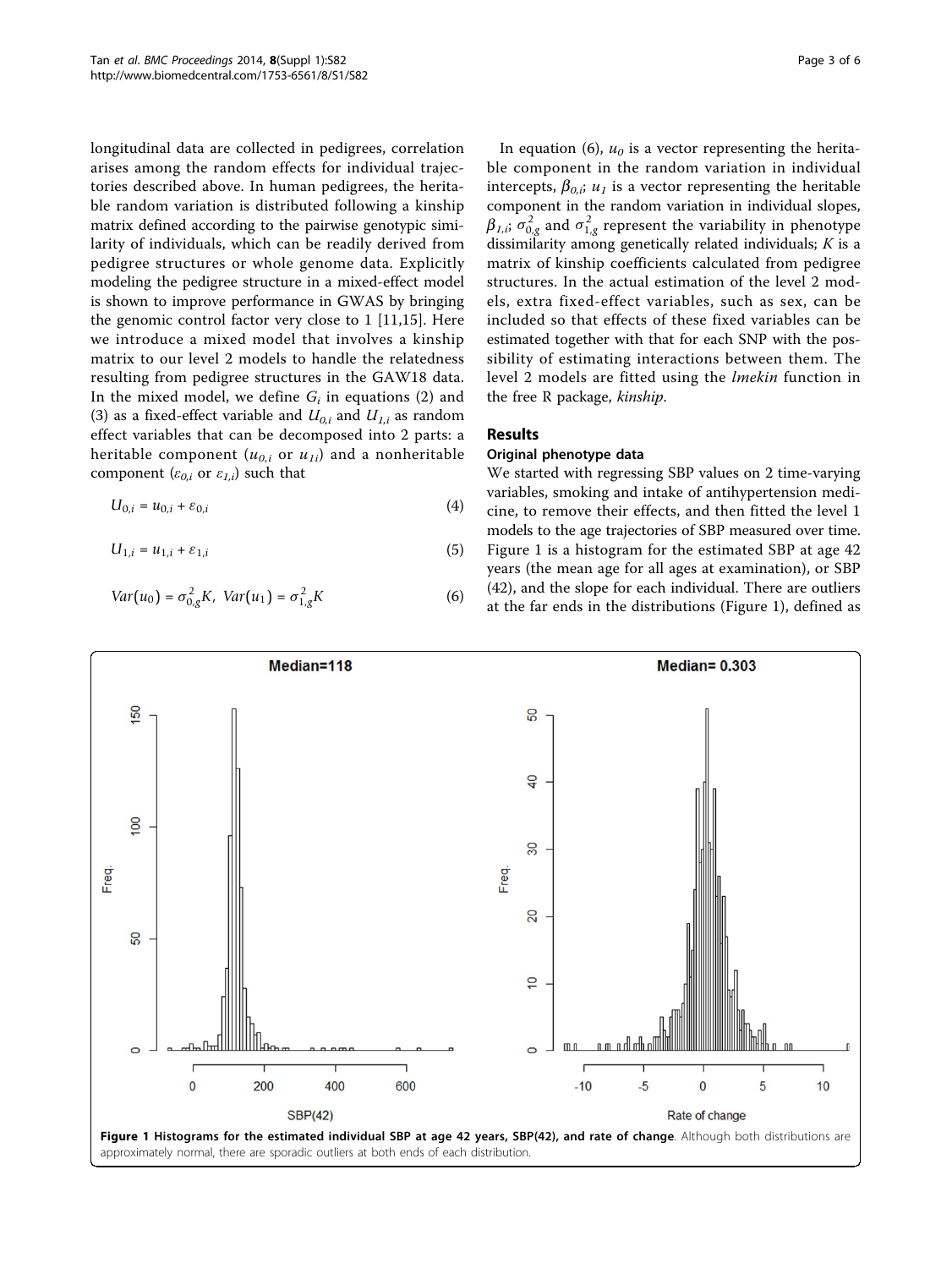longitudinal data are collected in pedigrees, correlation arises among the random effects for individual trajectories described above. In human pedigrees, the heritable random variation is distributed following a kinship matrix defined according to the pairwise genotypic similarity of individuals, which can be readily derived from pedigree structures or whole genome data. Explicitly modeling the pedigree structure in a mixed-effect model is shown to improve performance in GWAS by bringing the genomic control factor very close to 1 [11,15]. Here we introduce a mixed model that involves a kinship matrix to our level 2 models to handle the relatedness resulting from pedigree structures in the GAW18 data. In the mixed model, we define $G_i$ in equations (2) and (3) as a fixed-effect variable and $U_{0,i}$ and $U_{1,i}$ as random effect variables that can be decomposed into 2 parts: a heritable component ($u_{0,i}$ or $u_{1i}$) and a nonheritable component ($\varepsilon_{0,i}$ or $\varepsilon_{1,i}$) such that

$$U_{0,i} = u_{0,i} + \varepsilon_{0,i} \tag{4}$$

$$U_{1,i} = u_{1,i} + \varepsilon_{1,i} \tag{5}$$

$$Var(u_0) = \sigma^2_{0,g}K,\ Var(u_1) = \sigma^2_{1,g}K \tag{6}$$

In equation (6), $u_0$ is a vector representing the heritable component in the random variation in individual intercepts, $\beta_{0,i}$; $u_1$ is a vector representing the heritable component in the random variation in individual slopes, $\beta_{1,i}$; $\sigma^2_{0,g}$ and $\sigma^2_{1,g}$ represent the variability in phenotype dissimilarity among genetically related individuals; $K$ is a matrix of kinship coefficients calculated from pedigree structures. In the actual estimation of the level 2 models, extra fixed-effect variables, such as sex, can be included so that effects of these fixed variables can be estimated together with that for each SNP with the possibility of estimating interactions between them. The level 2 models are fitted using the *lmekin* function in the free R package, *kinship*.

## Results

### Original phenotype data

We started with regressing SBP values on 2 time-varying variables, smoking and intake of antihypertension medicine, to remove their effects, and then fitted the level 1 models to the age trajectories of SBP measured over time. Figure 1 is a histogram for the estimated SBP at age 42 years (the mean age for all ages at examination), or SBP (42), and the slope for each individual. There are outliers at the far ends in the distributions (Figure 1), defined as

**Figure 1 Histograms for the estimated individual SBP at age 42 years, SBP(42), and rate of change**. Although both distributions are approximately normal, there are sporadic outliers at both ends of each distribution.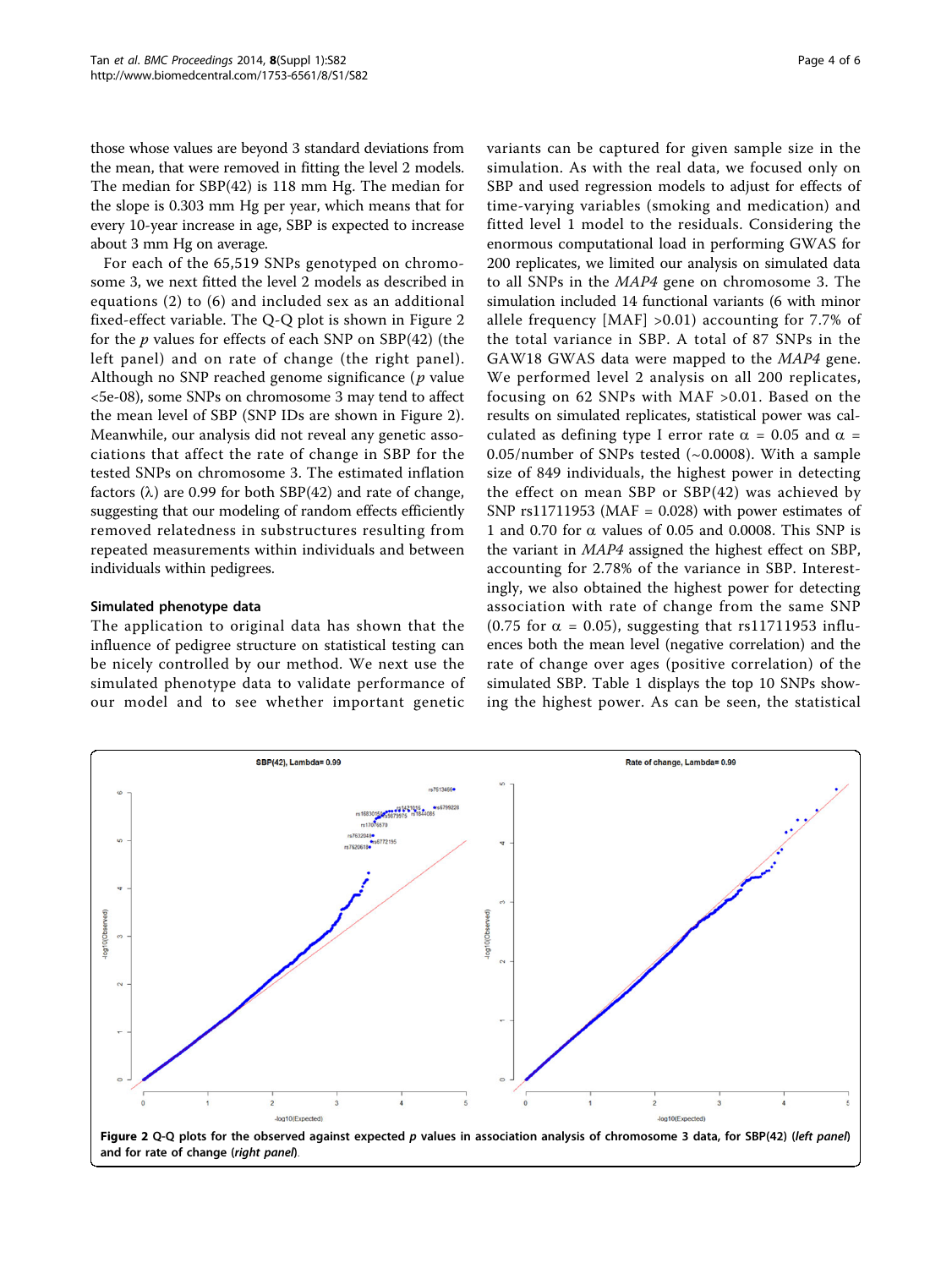those whose values are beyond 3 standard deviations from the mean, that were removed in fitting the level 2 models. The median for SBP(42) is 118 mm Hg. The median for the slope is 0.303 mm Hg per year, which means that for every 10-year increase in age, SBP is expected to increase about 3 mm Hg on average.

For each of the 65,519 SNPs genotyped on chromosome 3, we next fitted the level 2 models as described in equations (2) to (6) and included sex as an additional fixed-effect variable. The Q-Q plot is shown in Figure 2 for the $p$ values for effects of each SNP on SBP(42) (the left panel) and on rate of change (the right panel). Although no SNP reached genome significance ($p$ value <5e-08), some SNPs on chromosome 3 may tend to affect the mean level of SBP (SNP IDs are shown in Figure 2). Meanwhile, our analysis did not reveal any genetic associations that affect the rate of change in SBP for the tested SNPs on chromosome 3. The estimated inflation factors ($\lambda$) are 0.99 for both SBP(42) and rate of change, suggesting that our modeling of random effects efficiently removed relatedness in substructures resulting from repeated measurements within individuals and between individuals within pedigrees.

### Simulated phenotype data

The application to original data has shown that the influence of pedigree structure on statistical testing can be nicely controlled by our method. We next use the simulated phenotype data to validate performance of our model and to see whether important genetic variants can be captured for given sample size in the simulation. As with the real data, we focused only on SBP and used regression models to adjust for effects of time-varying variables (smoking and medication) and fitted level 1 model to the residuals. Considering the enormous computational load in performing GWAS for 200 replicates, we limited our analysis on simulated data to all SNPs in the *MAP4* gene on chromosome 3. The simulation included 14 functional variants (6 with minor allele frequency [MAF] >0.01) accounting for 7.7% of the total variance in SBP. A total of 87 SNPs in the GAW18 GWAS data were mapped to the *MAP4* gene. We performed level 2 analysis on all 200 replicates, focusing on 62 SNPs with MAF >0.01. Based on the results on simulated replicates, statistical power was calculated as defining type I error rate $\alpha$ = 0.05 and $\alpha$ = 0.05/number of SNPs tested (~0.0008). With a sample size of 849 individuals, the highest power in detecting the effect on mean SBP or SBP(42) was achieved by SNP rs11711953 (MAF = 0.028) with power estimates of 1 and 0.70 for $\alpha$ values of 0.05 and 0.0008. This SNP is the variant in *MAP4* assigned the highest effect on SBP, accounting for 2.78% of the variance in SBP. Interestingly, we also obtained the highest power for detecting association with rate of change from the same SNP (0.75 for $\alpha$ = 0.05), suggesting that rs11711953 influences both the mean level (negative correlation) and the rate of change over ages (positive correlation) of the simulated SBP. Table 1 displays the top 10 SNPs showing the highest power. As can be seen, the statistical

**Figure 2** Q-Q plots for the observed against expected $p$ values in association analysis of chromosome 3 data, for SBP(42) (*left panel*) and for rate of change (*right panel*).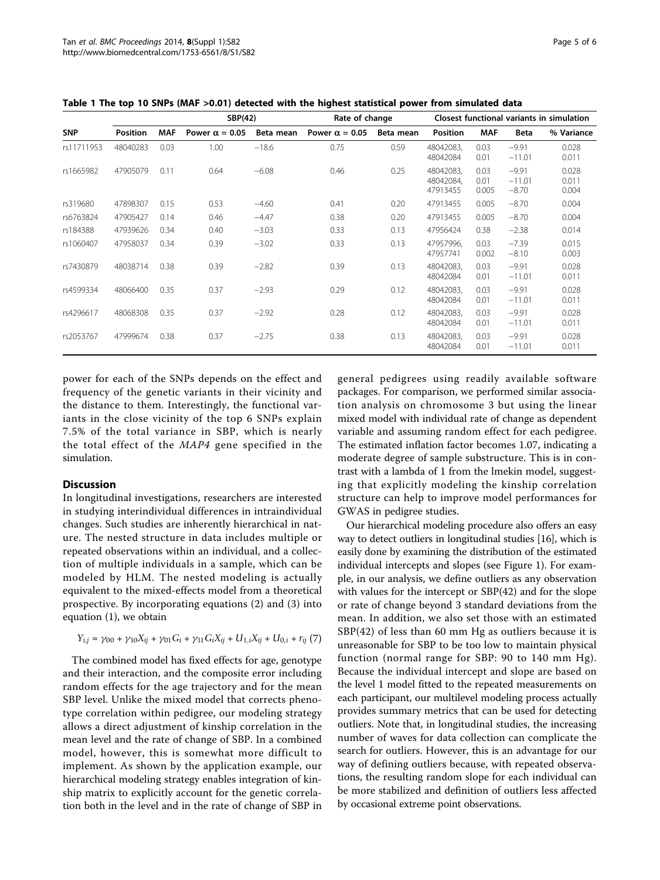**Table 1 The top 10 SNPs (MAF >0.01) detected with the highest statistical power from simulated data**

| | SBP(42) | | | | Rate of change | | Closest functional variants in simulation | | | |
|---|---|---|---|---|---|---|---|---|---|---|
| SNP | Position | MAF | Power $\alpha$ = 0.05 | Beta mean | Power $\alpha$ = 0.05 | Beta mean | Position | MAF | Beta | % Variance |
| rs11711953 | 48040283 | 0.03 | 1.00 | −18.6 | 0.75 | 0.59 | 48042083, 48042084 | 0.03 0.01 | −9.91 −11.01 | 0.028 0.011 |
| rs1665982 | 47905079 | 0.11 | 0.64 | −6.08 | 0.46 | 0.25 | 48042083, 48042084, 47913455 | 0.03 0.01 0.005 | −9.91 −11.01 −8.70 | 0.028 0.011 0.004 |
| rs319680 | 47898307 | 0.15 | 0.53 | −4.60 | 0.41 | 0.20 | 47913455 | 0.005 | −8.70 | 0.004 |
| rs6763824 | 47905427 | 0.14 | 0.46 | −4.47 | 0.38 | 0.20 | 47913455 | 0.005 | −8.70 | 0.004 |
| rs184388 | 47939626 | 0.34 | 0.40 | −3.03 | 0.33 | 0.13 | 47956424 | 0.38 | −2.38 | 0.014 |
| rs1060407 | 47958037 | 0.34 | 0.39 | −3.02 | 0.33 | 0.13 | 47957996, 47957741 | 0.03 0.002 | −7.39 −8.10 | 0.015 0.003 |
| rs7430879 | 48038714 | 0.38 | 0.39 | −2.82 | 0.39 | 0.13 | 48042083, 48042084 | 0.03 0.01 | −9.91 −11.01 | 0.028 0.011 |
| rs4599334 | 48066400 | 0.35 | 0.37 | −2.93 | 0.29 | 0.12 | 48042083, 48042084 | 0.03 0.01 | −9.91 −11.01 | 0.028 0.011 |
| rs4296617 | 48068308 | 0.35 | 0.37 | −2.92 | 0.28 | 0.12 | 48042083, 48042084 | 0.03 0.01 | −9.91 −11.01 | 0.028 0.011 |
| rs2053767 | 47999674 | 0.38 | 0.37 | −2.75 | 0.38 | 0.13 | 48042083, 48042084 | 0.03 0.01 | −9.91 −11.01 | 0.028 0.011 |

power for each of the SNPs depends on the effect and frequency of the genetic variants in their vicinity and the distance to them. Interestingly, the functional variants in the close vicinity of the top 6 SNPs explain 7.5% of the total variance in SBP, which is nearly the total effect of the *MAP4* gene specified in the simulation.

## Discussion

In longitudinal investigations, researchers are interested in studying interindividual differences in intraindividual changes. Such studies are inherently hierarchical in nature. The nested structure in data includes multiple or repeated observations within an individual, and a collection of multiple individuals in a sample, which can be modeled by HLM. The nested modeling is actually equivalent to the mixed-effects model from a theoretical prospective. By incorporating equations (2) and (3) into equation (1), we obtain

$$Y_{i,j} = \gamma_{00} + \gamma_{10}X_{ij} + \gamma_{01}G_i + \gamma_{11}G_iX_{ij} + U_{1,i}X_{ij} + U_{0,i} + r_{ij} \quad (7)$$

The combined model has fixed effects for age, genotype and their interaction, and the composite error including random effects for the age trajectory and for the mean SBP level. Unlike the mixed model that corrects phenotype correlation within pedigree, our modeling strategy allows a direct adjustment of kinship correlation in the mean level and the rate of change of SBP. In a combined model, however, this is somewhat more difficult to implement. As shown by the application example, our hierarchical modeling strategy enables integration of kinship matrix to explicitly account for the genetic correlation both in the level and in the rate of change of SBP in general pedigrees using readily available software packages. For comparison, we performed similar association analysis on chromosome 3 but using the linear mixed model with individual rate of change as dependent variable and assuming random effect for each pedigree. The estimated inflation factor becomes 1.07, indicating a moderate degree of sample substructure. This is in contrast with a lambda of 1 from the lmekin model, suggesting that explicitly modeling the kinship correlation structure can help to improve model performances for GWAS in pedigree studies.

Our hierarchical modeling procedure also offers an easy way to detect outliers in longitudinal studies [16], which is easily done by examining the distribution of the estimated individual intercepts and slopes (see Figure 1). For example, in our analysis, we define outliers as any observation with values for the intercept or SBP(42) and for the slope or rate of change beyond 3 standard deviations from the mean. In addition, we also set those with an estimated SBP(42) of less than 60 mm Hg as outliers because it is unreasonable for SBP to be too low to maintain physical function (normal range for SBP: 90 to 140 mm Hg). Because the individual intercept and slope are based on the level 1 model fitted to the repeated measurements on each participant, our multilevel modeling process actually provides summary metrics that can be used for detecting outliers. Note that, in longitudinal studies, the increasing number of waves for data collection can complicate the search for outliers. However, this is an advantage for our way of defining outliers because, with repeated observations, the resulting random slope for each individual can be more stabilized and definition of outliers less affected by occasional extreme point observations.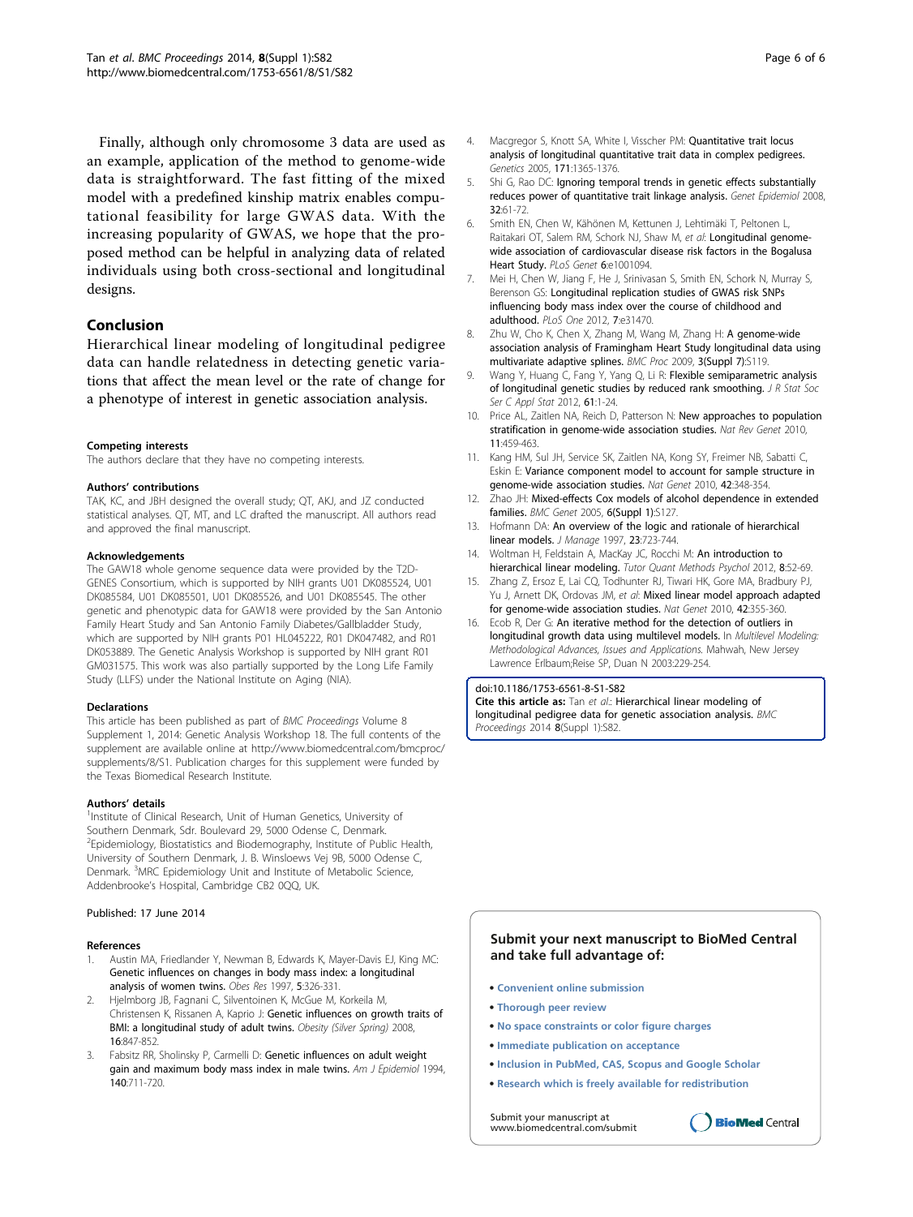Finally, although only chromosome 3 data are used as an example, application of the method to genome-wide data is straightforward. The fast fitting of the mixed model with a predefined kinship matrix enables computational feasibility for large GWAS data. With the increasing popularity of GWAS, we hope that the proposed method can be helpful in analyzing data of related individuals using both cross-sectional and longitudinal designs.

## Conclusion

Hierarchical linear modeling of longitudinal pedigree data can handle relatedness in detecting genetic variations that affect the mean level or the rate of change for a phenotype of interest in genetic association analysis.

#### Competing interests

The authors declare that they have no competing interests.

#### Authors' contributions

TAK, KC, and JBH designed the overall study; QT, AKJ, and JZ conducted statistical analyses. QT, MT, and LC drafted the manuscript. All authors read and approved the final manuscript.

#### Acknowledgements

The GAW18 whole genome sequence data were provided by the T2D-GENES Consortium, which is supported by NIH grants U01 DK085524, U01 DK085584, U01 DK085501, U01 DK085526, and U01 DK085545. The other genetic and phenotypic data for GAW18 were provided by the San Antonio Family Heart Study and San Antonio Family Diabetes/Gallbladder Study, which are supported by NIH grants P01 HL045222, R01 DK047482, and R01 DK053889. The Genetic Analysis Workshop is supported by NIH grant R01 GM031575. This work was also partially supported by the Long Life Family Study (LLFS) under the National Institute on Aging (NIA).

#### Declarations

This article has been published as part of *BMC Proceedings* Volume 8 Supplement 1, 2014: Genetic Analysis Workshop 18. The full contents of the supplement are available online at http://www.biomedcentral.com/bmcproc/supplements/8/S1. Publication charges for this supplement were funded by the Texas Biomedical Research Institute.

#### Authors' details

[1]Institute of Clinical Research, Unit of Human Genetics, University of Southern Denmark, Sdr. Boulevard 29, 5000 Odense C, Denmark. [2]Epidemiology, Biostatistics and Biodemography, Institute of Public Health, University of Southern Denmark, J. B. Winsloews Vej 9B, 5000 Odense C, Denmark. [3]MRC Epidemiology Unit and Institute of Metabolic Science, Addenbrooke's Hospital, Cambridge CB2 0QQ, UK.

Published: 17 June 2014

#### References

1. Austin MA, Friedlander Y, Newman B, Edwards K, Mayer-Davis EJ, King MC: **Genetic influences on changes in body mass index: a longitudinal analysis of women twins.** *Obes Res* 1997, **5**:326-331.
2. Hjelmborg JB, Fagnani C, Silventoinen K, McGue M, Korkeila M, Christensen K, Rissanen A, Kaprio J: **Genetic influences on growth traits of BMI: a longitudinal study of adult twins.** *Obesity (Silver Spring)* 2008, **16**:847-852.
3. Fabsitz RR, Sholinsky P, Carmelli D: **Genetic influences on adult weight gain and maximum body mass index in male twins.** *Am J Epidemiol* 1994, **140**:711-720.
4. Macgregor S, Knott SA, White I, Visscher PM: **Quantitative trait locus analysis of longitudinal quantitative trait data in complex pedigrees.** *Genetics* 2005, **171**:1365-1376.
5. Shi G, Rao DC: **Ignoring temporal trends in genetic effects substantially reduces power of quantitative trait linkage analysis.** *Genet Epidemiol* 2008, **32**:61-72.
6. Smith EN, Chen W, Kähönen M, Kettunen J, Lehtimäki T, Peltonen L, Raitakari OT, Salem RM, Schork NJ, Shaw M, *et al*: **Longitudinal genome-wide association of cardiovascular disease risk factors in the Bogalusa Heart Study.** *PLoS Genet* **6**:e1001094.
7. Mei H, Chen W, Jiang F, He J, Srinivasan S, Smith EN, Schork N, Murray S, Berenson GS: **Longitudinal replication studies of GWAS risk SNPs influencing body mass index over the course of childhood and adulthood.** *PLoS One* 2012, **7**:e31470.
8. Zhu W, Cho K, Chen X, Zhang M, Wang M, Zhang H: **A genome-wide association analysis of Framingham Heart Study longitudinal data using multivariate adaptive splines.** *BMC Proc* 2009, **3(Suppl 7)**:S119.
9. Wang Y, Huang C, Fang Y, Yang Q, Li R: **Flexible semiparametric analysis of longitudinal genetic studies by reduced rank smoothing.** *J R Stat Soc Ser C Appl Stat* 2012, **61**:1-24.
10. Price AL, Zaitlen NA, Reich D, Patterson N: **New approaches to population stratification in genome-wide association studies.** *Nat Rev Genet* 2010, **11**:459-463.
11. Kang HM, Sul JH, Service SK, Zaitlen NA, Kong SY, Freimer NB, Sabatti C, Eskin E: **Variance component model to account for sample structure in genome-wide association studies.** *Nat Genet* 2010, **42**:348-354.
12. Zhao JH: **Mixed-effects Cox models of alcohol dependence in extended families.** *BMC Genet* 2005, **6(Suppl 1)**:S127.
13. Hofmann DA: **An overview of the logic and rationale of hierarchical linear models.** *J Manage* 1997, **23**:723-744.
14. Woltman H, Feldstain A, MacKay JC, Rocchi M: **An introduction to hierarchical linear modeling.** *Tutor Quant Methods Psychol* 2012, **8**:52-69.
15. Zhang Z, Ersoz E, Lai CQ, Todhunter RJ, Tiwari HK, Gore MA, Bradbury PJ, Yu J, Arnett DK, Ordovas JM, *et al*: **Mixed linear model approach adapted for genome-wide association studies.** *Nat Genet* 2010, **42**:355-360.
16. Ecob R, Der G: **An iterative method for the detection of outliers in longitudinal growth data using multilevel models.** In *Multilevel Modeling: Methodological Advances, Issues and Applications.* Mahwah, New Jersey Lawrence Erlbaum;Reise SP, Duan N 2003:229-254.

doi:10.1186/1753-6561-8-S1-S82
**Cite this article as:** Tan *et al.*: Hierarchical linear modeling of longitudinal pedigree data for genetic association analysis. *BMC Proceedings* 2014 **8**(Suppl 1):S82.

**Submit your next manuscript to BioMed Central and take full advantage of:**

- Convenient online submission
- Thorough peer review
- No space constraints or color figure charges
- Immediate publication on acceptance
- Inclusion in PubMed, CAS, Scopus and Google Scholar
- Research which is freely available for redistribution

Submit your manuscript at www.biomedcentral.com/submit

BioMed Central